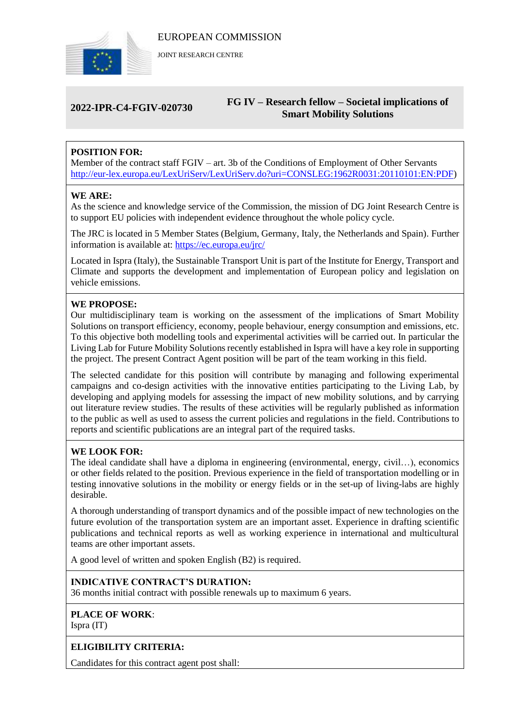EUROPEAN COMMISSION

JOINT RESEARCH CENTRE

**2022-IPR-C4-FGIV-020730**

**FG IV – Research fellow – Societal implications of Smart Mobility Solutions**

**POSITION FOR:**

Member of the contract staff FGIV – art. 3b of the Conditions of Employment of Other Servants http://eur-lex.europa.eu/LexUriServ/LexUriServ.do?uri=CONSLEG:1962R0031:20110101:EN:PDF)

**WE ARE:**

As the science and knowledge service of the Commission, the mission of DG Joint Research Centre is to support EU policies with independent evidence throughout the whole policy cycle.

The JRC is located in 5 Member States (Belgium, Germany, Italy, the Netherlands and Spain). Further information is available at: https://ec.europa.eu/jrc/

Located in Ispra (Italy), the Sustainable Transport Unit is part of the Institute for Energy, Transport and Climate and supports the development and implementation of European policy and legislation on vehicle emissions.

**WE PROPOSE:**

Our multidisciplinary team is working on the assessment of the implications of Smart Mobility Solutions on transport efficiency, economy, people behaviour, energy consumption and emissions, etc. To this objective both modelling tools and experimental activities will be carried out. In particular the Living Lab for Future Mobility Solutions recently established in Ispra will have a key role in supporting the project. The present Contract Agent position will be part of the team working in this field.

The selected candidate for this position will contribute by managing and following experimental campaigns and co-design activities with the innovative entities participating to the Living Lab, by developing and applying models for assessing the impact of new mobility solutions, and by carrying out literature review studies. The results of these activities will be regularly published as information to the public as well as used to assess the current policies and regulations in the field. Contributions to reports and scientific publications are an integral part of the required tasks.

**WE LOOK FOR:**

The ideal candidate shall have a diploma in engineering (environmental, energy, civil…), economics or other fields related to the position. Previous experience in the field of transportation modelling or in testing innovative solutions in the mobility or energy fields or in the set-up of living-labs are highly desirable.

A thorough understanding of transport dynamics and of the possible impact of new technologies on the future evolution of the transportation system are an important asset. Experience in drafting scientific publications and technical reports as well as working experience in international and multicultural teams are other important assets.

A good level of written and spoken English (B2) is required.

**INDICATIVE CONTRACT'S DURATION:**

36 months initial contract with possible renewals up to maximum 6 years.

**PLACE OF WORK**:

Ispra (IT)

**ELIGIBILITY CRITERIA:**

Candidates for this contract agent post shall: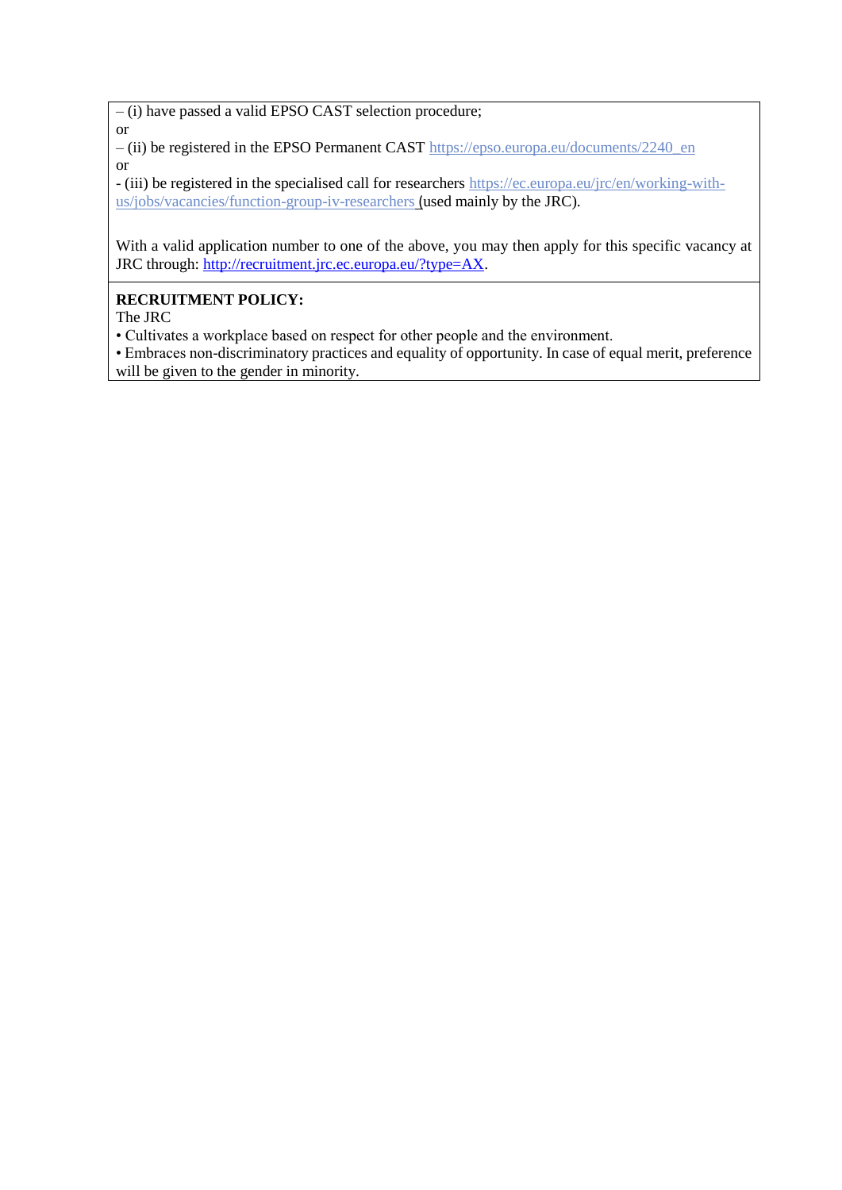– (i) have passed a valid EPSO CAST selection procedure;

or

– (ii) be registered in the EPSO Permanent CAST https://epso.europa.eu/documents/2240_en

or

- (iii) be registered in the specialised call for researchers https://ec.europa.eu/jrc/en/working-with-us/jobs/vacancies/function-group-iv-researchers (used mainly by the JRC).

With a valid application number to one of the above, you may then apply for this specific vacancy at JRC through: http://recruitment.jrc.ec.europa.eu/?type=AX.

**RECRUITMENT POLICY:**

The JRC

• Cultivates a workplace based on respect for other people and the environment.

• Embraces non-discriminatory practices and equality of opportunity. In case of equal merit, preference will be given to the gender in minority.